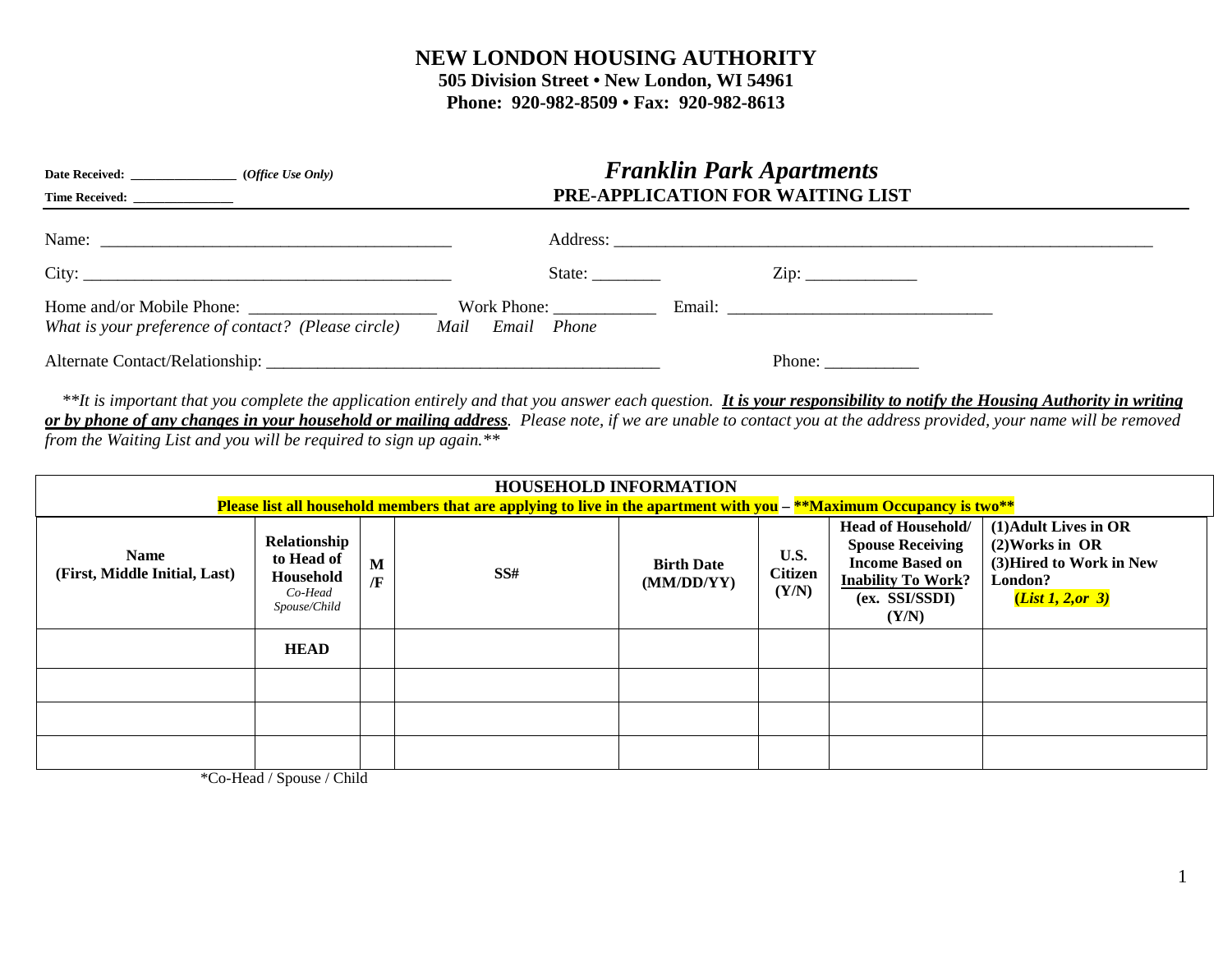# NEW LONDON HOUSING AUTHORITY

**505 Division Street • New London, WI 54961**
**Phone: 920-982-8509 • Fax: 920-982-8613**

**Date Received:** _______________ (*Office Use Only*)
**Time Received:** ______________

## *Franklin Park Apartments*

### PRE-APPLICATION FOR WAITING LIST

Name: ________________________________________ Address: ________________________________________________________________

City: ___________________________________________ State: ________ Zip: _____________

Home and/or Mobile Phone: ______________________ Work Phone: ___________ Email: ______________________________

*What is your preference of contact? (Please circle) Mail Email Phone*

Alternate Contact/Relationship: ______________________________________________ Phone: ___________

*\*\*It is important that you complete the application entirely and that you answer each question.* ***It is your responsibility to notify the Housing Authority in writing or by phone of any changes in your household or mailing address****. Please note, if we are unable to contact you at the address provided, your name will be removed from the Waiting List and you will be required to sign up again.\*\**

**HOUSEHOLD INFORMATION**

**Please list all household members that are applying to live in the apartment with you – \*\*Maximum Occupancy is two\*\***

| Name (First, Middle Initial, Last) | Relationship to Head of Household *Co-Head Spouse/Child* | M /F | SS# | Birth Date (MM/DD/YY) | U.S. Citizen (Y/N) | Head of Household/ Spouse Receiving Income Based on Inability To Work? (ex. SSI/SSDI) (Y/N) | (1)Adult Lives in OR (2)Works in OR (3)Hired to Work in New London? (*List 1, 2,or 3)* |
|---|---|---|---|---|---|---|---|
| | **HEAD** | | | | | | |
| | | | | | | | |
| | | | | | | | |
| | | | | | | | |

\*Co-Head / Spouse / Child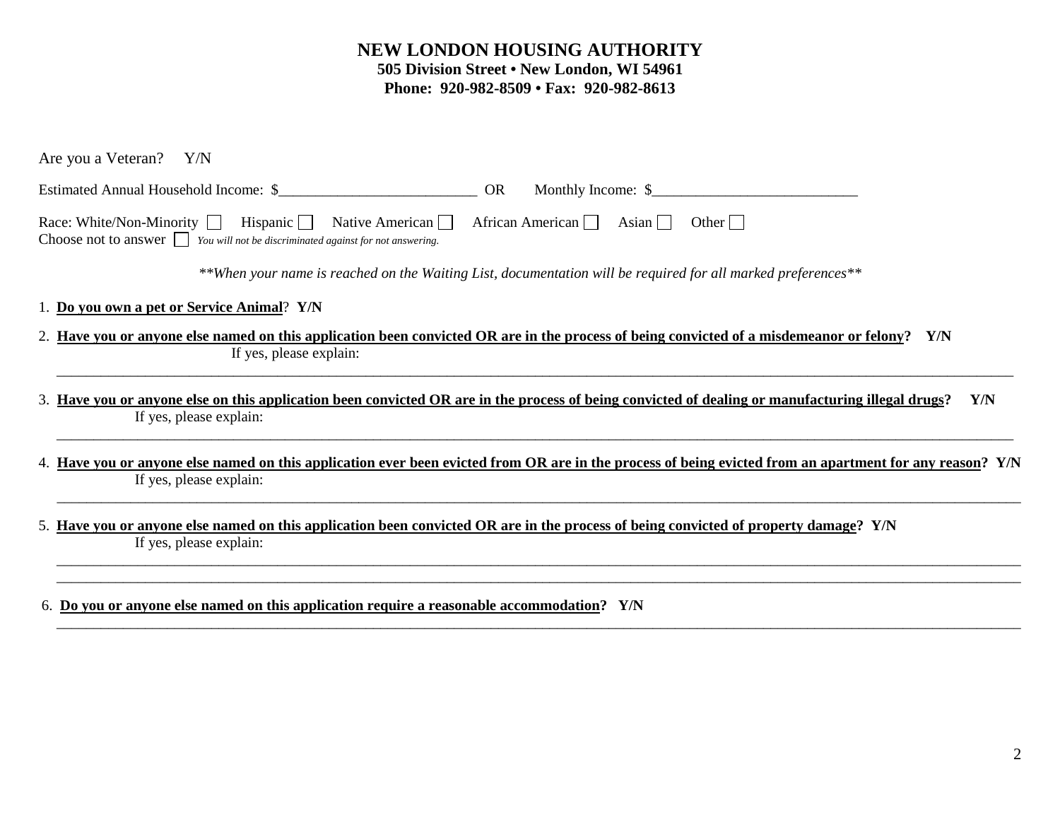# NEW LONDON HOUSING AUTHORITY

**505 Division Street • New London, WI 54961**
**Phone: 920-982-8509 • Fax: 920-982-8613**

Are you a Veteran? Y/N

Estimated Annual Household Income: $___________________________ OR Monthly Income: $____________________________

Race: White/Non-Minority ☐ Hispanic ☐ Native American ☐ African American ☐ Asian ☐ Other ☐
Choose not to answer ☐ *You will not be discriminated against for not answering.*

*\*\*When your name is reached on the Waiting List, documentation will be required for all marked preferences\*\**

1. **Do you own a pet or Service Animal? Y/N**

2. **Have you or anyone else named on this application been convicted OR are in the process of being convicted of a misdemeanor or felony? Y/N**
   If yes, please explain:
   ________________________________________________________________________________

3. **Have you or anyone else on this application been convicted OR are in the process of being convicted of dealing or manufacturing illegal drugs? Y/N**
   If yes, please explain:
   ________________________________________________________________________________

4. **Have you or anyone else named on this application ever been evicted from OR are in the process of being evicted from an apartment for any reason? Y/N**
   If yes, please explain:
   ________________________________________________________________________________

5. **Have you or anyone else named on this application been convicted OR are in the process of being convicted of property damage? Y/N**
   If yes, please explain:
   ________________________________________________________________________________
   ________________________________________________________________________________

6. **Do you or anyone else named on this application require a reasonable accommodation? Y/N**
   ________________________________________________________________________________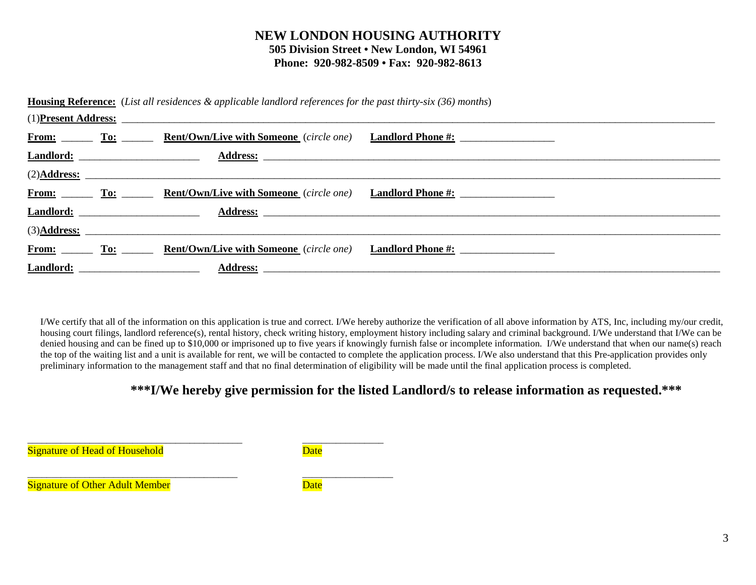# NEW LONDON HOUSING AUTHORITY

**505 Division Street • New London, WI 54961**

**Phone: 920-982-8509 • Fax: 920-982-8613**

**Housing Reference:** (*List all residences & applicable landlord references for the past thirty-six (36) months*)

(1)**Present Address:** ______________________________________________________________________

**From:** ______ **To:** ______ **Rent/Own/Live with Someone** (*circle one*) **Landlord Phone #:** _________________

**Landlord:** ______________________ **Address:** ______________________________________________________

(2)**Address:** ______________________________________________________________________

**From:** ______ **To:** ______ **Rent/Own/Live with Someone** (*circle one*) **Landlord Phone #:** _________________

**Landlord:** ______________________ **Address:** ______________________________________________________

(3)**Address:** ______________________________________________________________________

**From:** ______ **To:** ______ **Rent/Own/Live with Someone** (*circle one*) **Landlord Phone #:** _________________

**Landlord:** ______________________ **Address:** ______________________________________________________

I/We certify that all of the information on this application is true and correct. I/We hereby authorize the verification of all above information by ATS, Inc, including my/our credit, housing court filings, landlord reference(s), rental history, check writing history, employment history including salary and criminal background. I/We understand that I/We can be denied housing and can be fined up to $10,000 or imprisoned up to five years if knowingly furnish false or incomplete information. I/We understand that when our name(s) reach the top of the waiting list and a unit is available for rent, we will be contacted to complete the application process. I/We also understand that this Pre-application provides only preliminary information to the management staff and that no final determination of eligibility will be made until the final application process is completed.

**\*\*\*I/We hereby give permission for the listed Landlord/s to release information as requested.\*\*\***

________________________________________ ________________

Signature of Head of Household Date

________________________________________ ________________

Signature of Other Adult Member Date